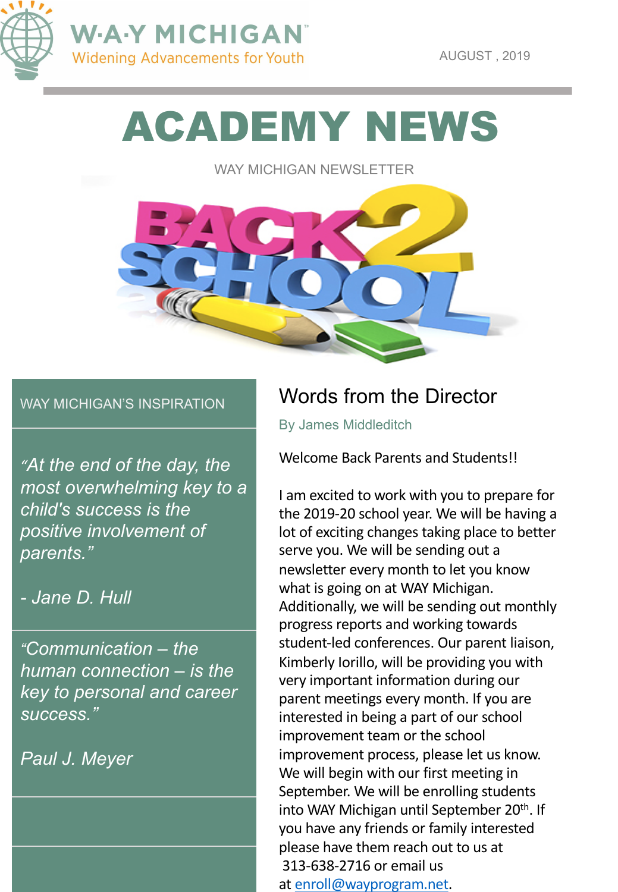W·A·Y MICHIGAN™
Widening Advancements for Youth

AUGUST , 2019

# ACADEMY NEWS

WAY MICHIGAN NEWSLETTER

BACK 2 SCHOOL

WAY MICHIGAN'S INSPIRATION

*"At the end of the day, the most overwhelming key to a child's success is the positive involvement of parents."*

*- Jane D. Hull*

*"Communication – the human connection – is the key to personal and career success."*

*Paul J. Meyer*

## Words from the Director

By James Middleditch

Welcome Back Parents and Students!!

I am excited to work with you to prepare for the 2019-20 school year. We will be having a lot of exciting changes taking place to better serve you. We will be sending out a newsletter every month to let you know what is going on at WAY Michigan. Additionally, we will be sending out monthly progress reports and working towards student-led conferences. Our parent liaison, Kimberly Iorillo, will be providing you with very important information during our parent meetings every month. If you are interested in being a part of our school improvement team or the school improvement process, please let us know. We will begin with our first meeting in September. We will be enrolling students into WAY Michigan until September 20th. If you have any friends or family interested please have them reach out to us at 313-638-2716 or email us at enroll@wayprogram.net.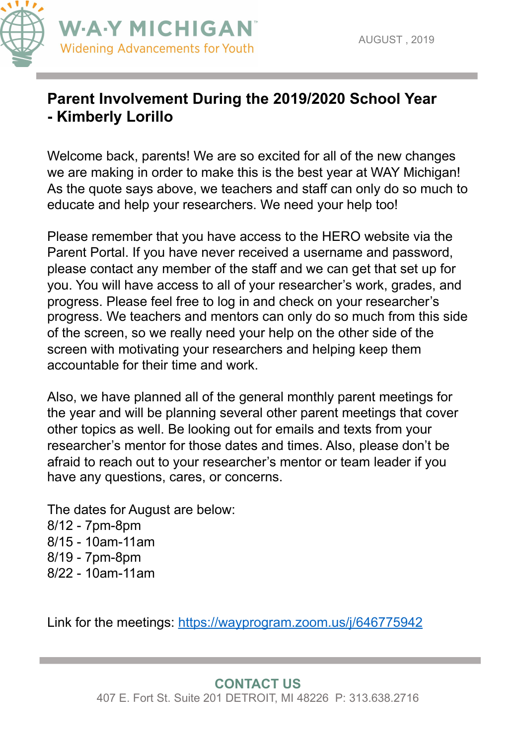W·A·Y MICHIGAN™
Widening Advancements for Youth

AUGUST , 2019

## Parent Involvement During the 2019/2020 School Year - Kimberly Lorillo

Welcome back, parents! We are so excited for all of the new changes we are making in order to make this is the best year at WAY Michigan! As the quote says above, we teachers and staff can only do so much to educate and help your researchers. We need your help too!

Please remember that you have access to the HERO website via the Parent Portal. If you have never received a username and password, please contact any member of the staff and we can get that set up for you. You will have access to all of your researcher's work, grades, and progress. Please feel free to log in and check on your researcher's progress. We teachers and mentors can only do so much from this side of the screen, so we really need your help on the other side of the screen with motivating your researchers and helping keep them accountable for their time and work.

Also, we have planned all of the general monthly parent meetings for the year and will be planning several other parent meetings that cover other topics as well. Be looking out for emails and texts from your researcher's mentor for those dates and times. Also, please don't be afraid to reach out to your researcher's mentor or team leader if you have any questions, cares, or concerns.

The dates for August are below:
8/12 - 7pm-8pm
8/15 - 10am-11am
8/19 - 7pm-8pm
8/22 - 10am-11am

Link for the meetings: https://wayprogram.zoom.us/j/646775942

**CONTACT US**

407 E. Fort St. Suite 201 DETROIT, MI 48226 P: 313.638.2716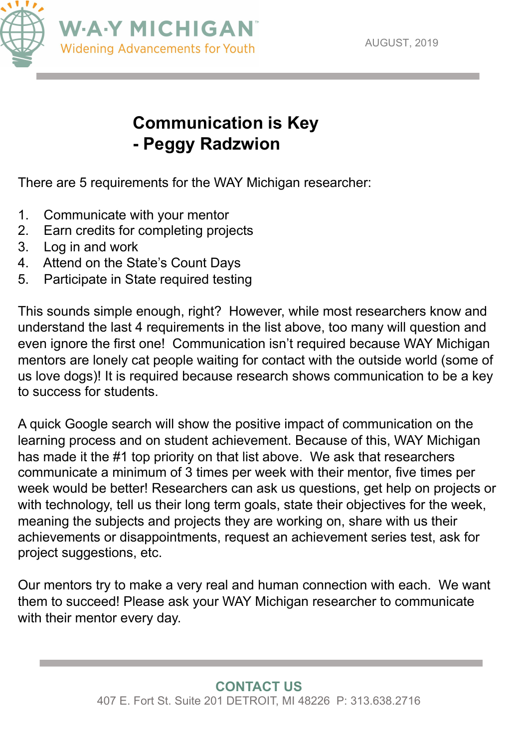W·A·Y MICHIGAN™
Widening Advancements for Youth

AUGUST, 2019

# Communication is Key
# - Peggy Radzwion

There are 5 requirements for the WAY Michigan researcher:

1. Communicate with your mentor
2. Earn credits for completing projects
3. Log in and work
4. Attend on the State's Count Days
5. Participate in State required testing

This sounds simple enough, right? However, while most researchers know and understand the last 4 requirements in the list above, too many will question and even ignore the first one! Communication isn't required because WAY Michigan mentors are lonely cat people waiting for contact with the outside world (some of us love dogs)! It is required because research shows communication to be a key to success for students.

A quick Google search will show the positive impact of communication on the learning process and on student achievement. Because of this, WAY Michigan has made it the #1 top priority on that list above. We ask that researchers communicate a minimum of 3 times per week with their mentor, five times per week would be better! Researchers can ask us questions, get help on projects or with technology, tell us their long term goals, state their objectives for the week, meaning the subjects and projects they are working on, share with us their achievements or disappointments, request an achievement series test, ask for project suggestions, etc.

Our mentors try to make a very real and human connection with each. We want them to succeed! Please ask your WAY Michigan researcher to communicate with their mentor every day.

**CONTACT US**

407 E. Fort St. Suite 201 DETROIT, MI 48226 P: 313.638.2716